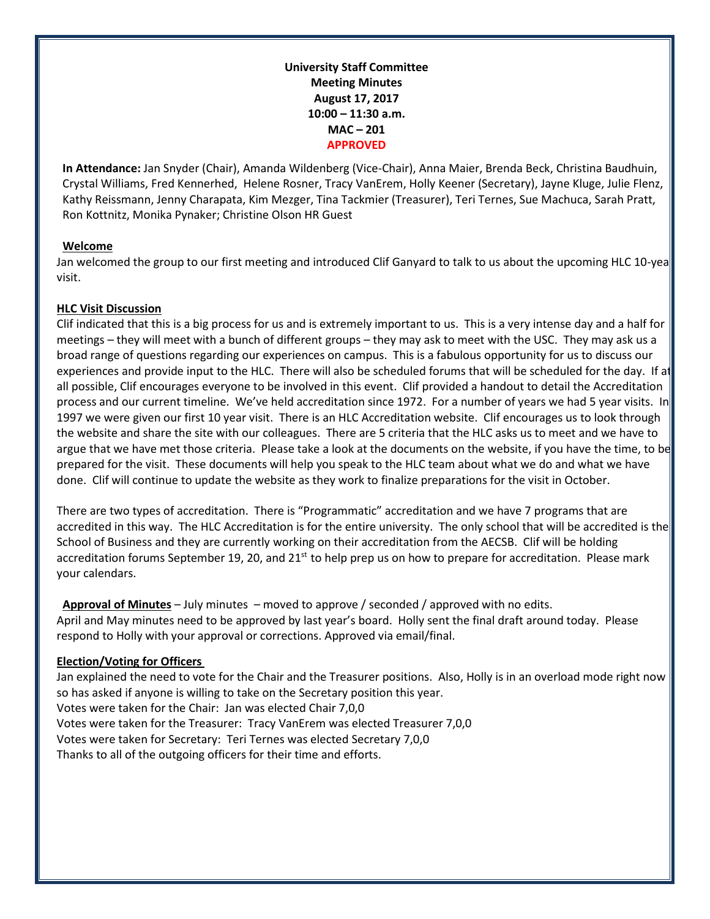**University Staff Committee**
**Meeting Minutes**
**August 17, 2017**
**10:00 – 11:30 a.m.**
**MAC – 201**
**APPROVED**

**In Attendance:** Jan Snyder (Chair), Amanda Wildenberg (Vice-Chair), Anna Maier, Brenda Beck, Christina Baudhuin, Crystal Williams, Fred Kennerhed, Helene Rosner, Tracy VanErem, Holly Keener (Secretary), Jayne Kluge, Julie Flenz, Kathy Reissmann, Jenny Charapata, Kim Mezger, Tina Tackmier (Treasurer), Teri Ternes, Sue Machuca, Sarah Pratt, Ron Kottnitz, Monika Pynaker; Christine Olson HR Guest

**Welcome**

Jan welcomed the group to our first meeting and introduced Clif Ganyard to talk to us about the upcoming HLC 10-yea visit.

**HLC Visit Discussion**

Clif indicated that this is a big process for us and is extremely important to us. This is a very intense day and a half for meetings – they will meet with a bunch of different groups – they may ask to meet with the USC. They may ask us a broad range of questions regarding our experiences on campus. This is a fabulous opportunity for us to discuss our experiences and provide input to the HLC. There will also be scheduled forums that will be scheduled for the day. If at all possible, Clif encourages everyone to be involved in this event. Clif provided a handout to detail the Accreditation process and our current timeline. We've held accreditation since 1972. For a number of years we had 5 year visits. In 1997 we were given our first 10 year visit. There is an HLC Accreditation website. Clif encourages us to look through the website and share the site with our colleagues. There are 5 criteria that the HLC asks us to meet and we have to argue that we have met those criteria. Please take a look at the documents on the website, if you have the time, to be prepared for the visit. These documents will help you speak to the HLC team about what we do and what we have done. Clif will continue to update the website as they work to finalize preparations for the visit in October.

There are two types of accreditation. There is "Programmatic" accreditation and we have 7 programs that are accredited in this way. The HLC Accreditation is for the entire university. The only school that will be accredited is the School of Business and they are currently working on their accreditation from the AECSB. Clif will be holding accreditation forums September 19, 20, and 21st to help prep us on how to prepare for accreditation. Please mark your calendars.

**Approval of Minutes** – July minutes – moved to approve / seconded / approved with no edits.
April and May minutes need to be approved by last year's board. Holly sent the final draft around today. Please respond to Holly with your approval or corrections. Approved via email/final.

**Election/Voting for Officers**

Jan explained the need to vote for the Chair and the Treasurer positions. Also, Holly is in an overload mode right now so has asked if anyone is willing to take on the Secretary position this year.
Votes were taken for the Chair: Jan was elected Chair 7,0,0
Votes were taken for the Treasurer: Tracy VanErem was elected Treasurer 7,0,0
Votes were taken for Secretary: Teri Ternes was elected Secretary 7,0,0
Thanks to all of the outgoing officers for their time and efforts.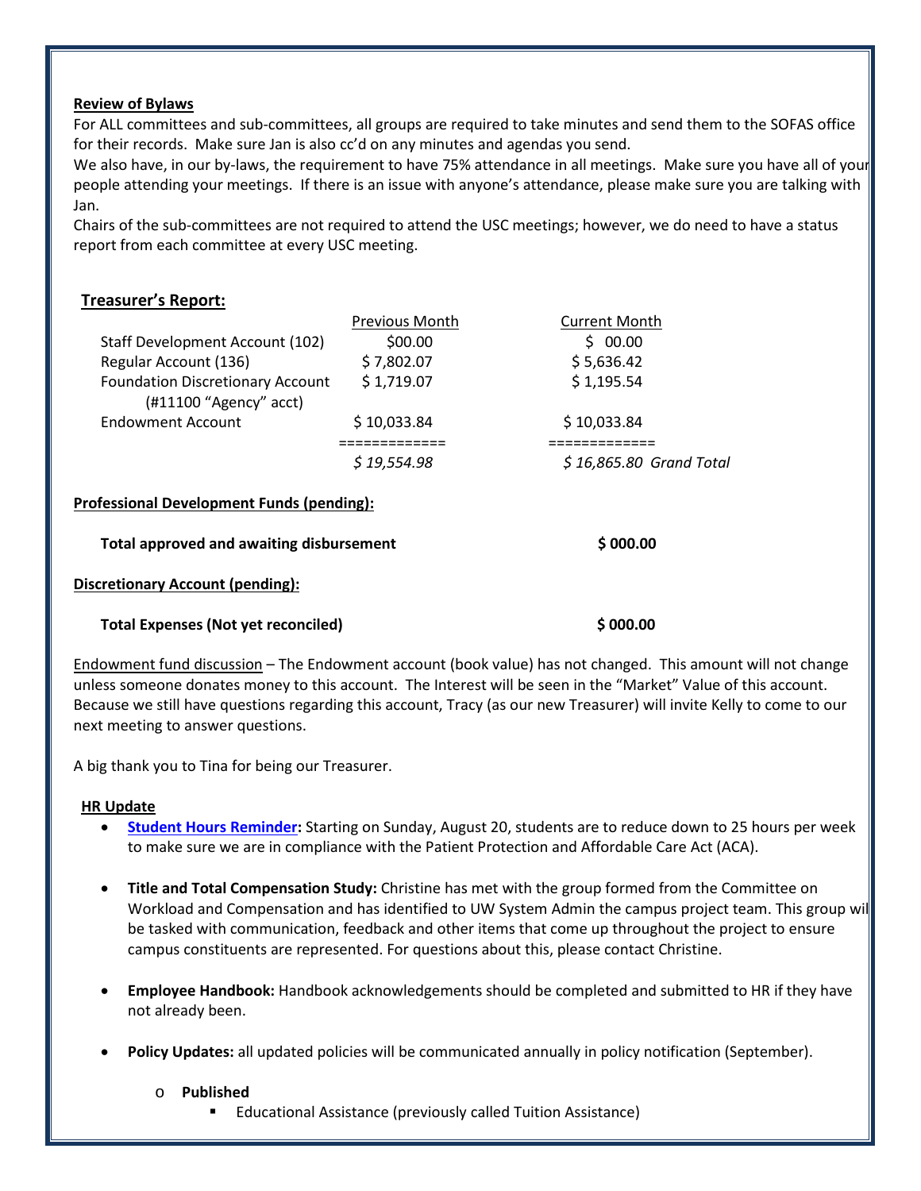**Review of Bylaws**

For ALL committees and sub-committees, all groups are required to take minutes and send them to the SOFAS office for their records. Make sure Jan is also cc'd on any minutes and agendas you send.

We also have, in our by-laws, the requirement to have 75% attendance in all meetings. Make sure you have all of your people attending your meetings. If there is an issue with anyone's attendance, please make sure you are talking with Jan.

Chairs of the sub-committees are not required to attend the USC meetings; however, we do need to have a status report from each committee at every USC meeting.

**Treasurer's Report:**

| | Previous Month | Current Month |
|---|---|---|
| Staff Development Account (102) | $00.00 | $ 00.00 |
| Regular Account (136) | $ 7,802.07 | $ 5,636.42 |
| Foundation Discretionary Account (#11100 "Agency" acct) | $ 1,719.07 | $ 1,195.54 |
| Endowment Account | $ 10,033.84 | $ 10,033.84 |
| | ============= | ============= |
| | *$ 19,554.98* | *$ 16,865.80 Grand Total* |

**Professional Development Funds (pending):**

**Total approved and awaiting disbursement** **$ 000.00**

**Discretionary Account (pending):**

**Total Expenses (Not yet reconciled)** **$ 000.00**

Endowment fund discussion – The Endowment account (book value) has not changed. This amount will not change unless someone donates money to this account. The Interest will be seen in the "Market" Value of this account. Because we still have questions regarding this account, Tracy (as our new Treasurer) will invite Kelly to come to our next meeting to answer questions.

A big thank you to Tina for being our Treasurer.

**HR Update**

- **Student Hours Reminder:** Starting on Sunday, August 20, students are to reduce down to 25 hours per week to make sure we are in compliance with the Patient Protection and Affordable Care Act (ACA).
- **Title and Total Compensation Study:** Christine has met with the group formed from the Committee on Workload and Compensation and has identified to UW System Admin the campus project team. This group will be tasked with communication, feedback and other items that come up throughout the project to ensure campus constituents are represented. For questions about this, please contact Christine.
- **Employee Handbook:** Handbook acknowledgements should be completed and submitted to HR if they have not already been.
- **Policy Updates:** all updated policies will be communicated annually in policy notification (September).
  - **Published**
    - Educational Assistance (previously called Tuition Assistance)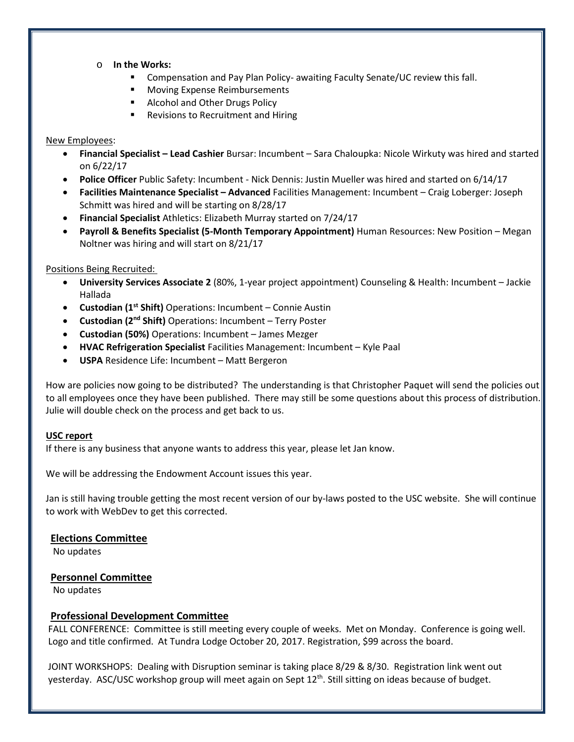- **In the Works:**
  - Compensation and Pay Plan Policy- awaiting Faculty Senate/UC review this fall.
  - Moving Expense Reimbursements
  - Alcohol and Other Drugs Policy
  - Revisions to Recruitment and Hiring

New Employees:

- **Financial Specialist – Lead Cashier** Bursar: Incumbent – Sara Chaloupka: Nicole Wirkuty was hired and started on 6/22/17
- **Police Officer** Public Safety: Incumbent - Nick Dennis: Justin Mueller was hired and started on 6/14/17
- **Facilities Maintenance Specialist – Advanced** Facilities Management: Incumbent – Craig Loberger: Joseph Schmitt was hired and will be starting on 8/28/17
- **Financial Specialist** Athletics: Elizabeth Murray started on 7/24/17
- **Payroll & Benefits Specialist (5-Month Temporary Appointment)** Human Resources: New Position – Megan Noltner was hiring and will start on 8/21/17

Positions Being Recruited:

- **University Services Associate 2** (80%, 1-year project appointment) Counseling & Health: Incumbent – Jackie Hallada
- **Custodian (1st Shift)** Operations: Incumbent – Connie Austin
- **Custodian (2nd Shift)** Operations: Incumbent – Terry Poster
- **Custodian (50%)** Operations: Incumbent – James Mezger
- **HVAC Refrigeration Specialist** Facilities Management: Incumbent – Kyle Paal
- **USPA** Residence Life: Incumbent – Matt Bergeron

How are policies now going to be distributed? The understanding is that Christopher Paquet will send the policies out to all employees once they have been published. There may still be some questions about this process of distribution. Julie will double check on the process and get back to us.

**USC report**

If there is any business that anyone wants to address this year, please let Jan know.

We will be addressing the Endowment Account issues this year.

Jan is still having trouble getting the most recent version of our by-laws posted to the USC website. She will continue to work with WebDev to get this corrected.

**Elections Committee**

No updates

**Personnel Committee**

No updates

**Professional Development Committee**

FALL CONFERENCE: Committee is still meeting every couple of weeks. Met on Monday. Conference is going well. Logo and title confirmed. At Tundra Lodge October 20, 2017. Registration, $99 across the board.

JOINT WORKSHOPS: Dealing with Disruption seminar is taking place 8/29 & 8/30. Registration link went out yesterday. ASC/USC workshop group will meet again on Sept 12th. Still sitting on ideas because of budget.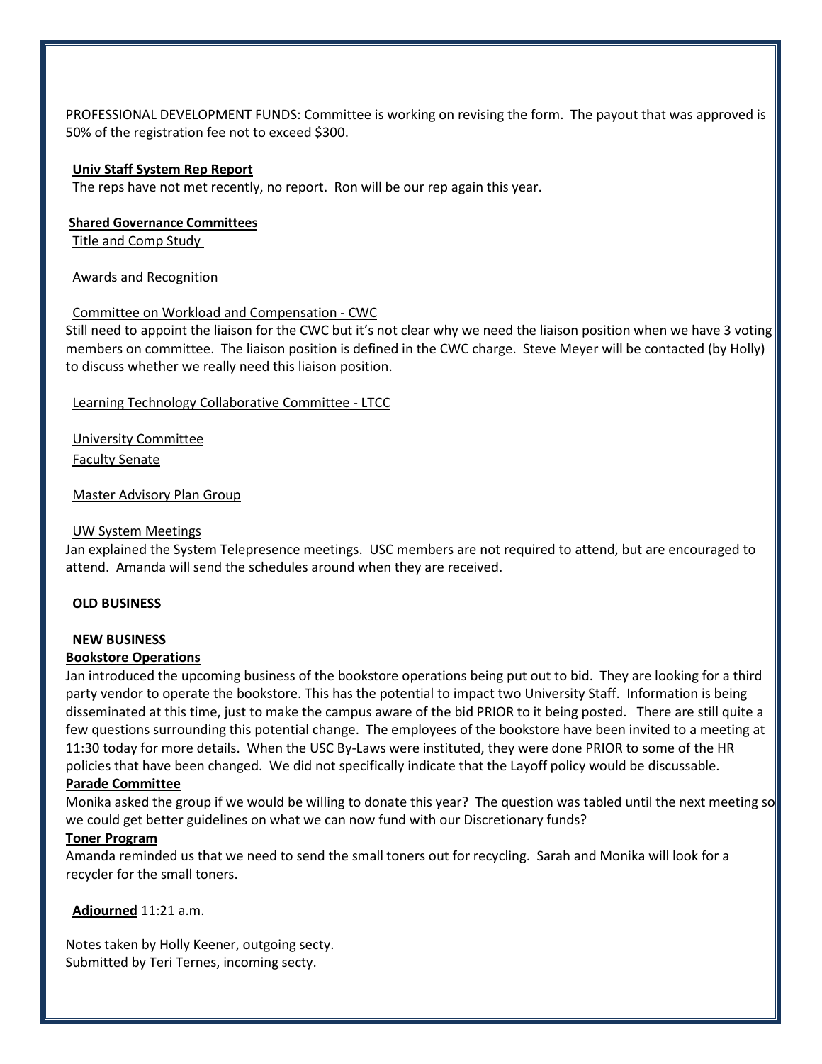PROFESSIONAL DEVELOPMENT FUNDS: Committee is working on revising the form. The payout that was approved is 50% of the registration fee not to exceed $300.

**Univ Staff System Rep Report**

The reps have not met recently, no report. Ron will be our rep again this year.

**Shared Governance Committees**

Title and Comp Study

Awards and Recognition

Committee on Workload and Compensation - CWC

Still need to appoint the liaison for the CWC but it's not clear why we need the liaison position when we have 3 voting members on committee. The liaison position is defined in the CWC charge. Steve Meyer will be contacted (by Holly) to discuss whether we really need this liaison position.

Learning Technology Collaborative Committee - LTCC

University Committee

Faculty Senate

Master Advisory Plan Group

UW System Meetings

Jan explained the System Telepresence meetings. USC members are not required to attend, but are encouraged to attend. Amanda will send the schedules around when they are received.

**OLD BUSINESS**

**NEW BUSINESS**

**Bookstore Operations**

Jan introduced the upcoming business of the bookstore operations being put out to bid. They are looking for a third party vendor to operate the bookstore. This has the potential to impact two University Staff. Information is being disseminated at this time, just to make the campus aware of the bid PRIOR to it being posted. There are still quite a few questions surrounding this potential change. The employees of the bookstore have been invited to a meeting at 11:30 today for more details. When the USC By-Laws were instituted, they were done PRIOR to some of the HR policies that have been changed. We did not specifically indicate that the Layoff policy would be discussable.

**Parade Committee**

Monika asked the group if we would be willing to donate this year? The question was tabled until the next meeting so we could get better guidelines on what we can now fund with our Discretionary funds?

**Toner Program**

Amanda reminded us that we need to send the small toners out for recycling. Sarah and Monika will look for a recycler for the small toners.

**Adjourned** 11:21 a.m.

Notes taken by Holly Keener, outgoing secty.
Submitted by Teri Ternes, incoming secty.